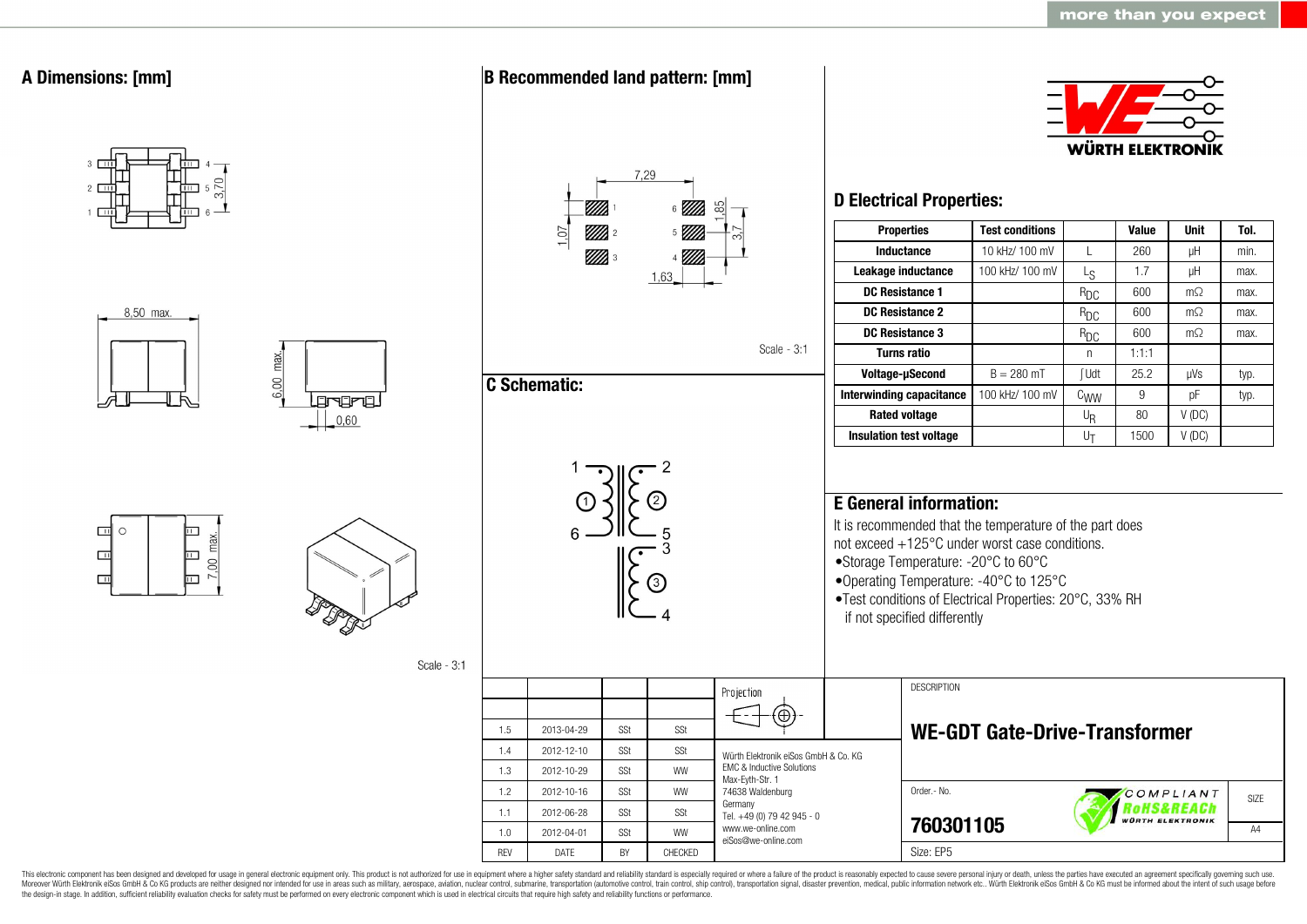## A Dimensions: [mm]

8,50 max.

6,00 max.

0,60

3,70

7,00 max.

Scale - 3:1

## B Recommended land pattern: [mm]

7,29

1,07

1,85

3,7

1,63

Scale - 3:1

## C Schematic:

## D Electrical Properties:

| Properties | Test conditions | | Value | Unit | Tol. |
|---|---|---|---|---|---|
| Inductance | 10 kHz/ 100 mV | L | 260 | µH | min. |
| Leakage inductance | 100 kHz/ 100 mV | $L_S$ | 1.7 | µH | max. |
| DC Resistance 1 | | $R_{DC}$ | 600 | mΩ | max. |
| DC Resistance 2 | | $R_{DC}$ | 600 | mΩ | max. |
| DC Resistance 3 | | $R_{DC}$ | 600 | mΩ | max. |
| Turns ratio | | n | 1:1:1 | | |
| Voltage-µSecond | B = 280 mT | ∫Udt | 25.2 | µVs | typ. |
| Interwinding capacitance | 100 kHz/ 100 mV | $C_{WW}$ | 9 | pF | typ. |
| Rated voltage | | $U_R$ | 80 | V (DC) | |
| Insulation test voltage | | $U_T$ | 1500 | V (DC) | |

## E General information:

It is recommended that the temperature of the part does not exceed +125°C under worst case conditions.

- Storage Temperature: -20°C to 60°C
- Operating Temperature: -40°C to 125°C
- Test conditions of Electrical Properties: 20°C, 33% RH if not specified differently

| REV | DATE | BY | CHECKED |
|---|---|---|---|
| 1.5 | 2013-04-29 | SSt | SSt |
| 1.4 | 2012-12-10 | SSt | SSt |
| 1.3 | 2012-10-29 | SSt | WW |
| 1.2 | 2012-10-16 | SSt | WW |
| 1.1 | 2012-06-28 | SSt | SSt |
| 1.0 | 2012-04-01 | SSt | WW |

Projection

Würth Elektronik eiSos GmbH & Co. KG
EMC & Inductive Solutions
Max-Eyth-Str. 1
74638 Waldenburg
Germany
Tel. +49 (0) 79 42 945 - 0
www.we-online.com
eiSos@we-online.com

DESCRIPTION

**WE-GDT Gate-Drive-Transformer**

Order.- No.

**760301105**

Size: EP5

SIZE: A4

This electronic component has been designed and developed for usage in general electronic equipment only. This product is not authorized for use in equipment where a higher safety standard and reliability standard is especially required or where a failure of the product is reasonably expected to cause severe personal injury or death, unless the parties have executed an agreement specifically governing such use. Moreover Würth Elektronik eiSos GmbH & Co KG products are neither designed nor intended for use in areas such as military, aerospace, aviation, nuclear control, submarine, transportation (automotive control, train control, ship control), transportation signal, disaster prevention, medical, public information network etc.. Würth Elektronik eiSos GmbH & Co KG must be informed about the intent of such usage before the design-in stage. In addition, sufficient reliability evaluation checks for safety must be performed on every electronic component which is used in electrical circuits that require high safety and reliability functions or performance.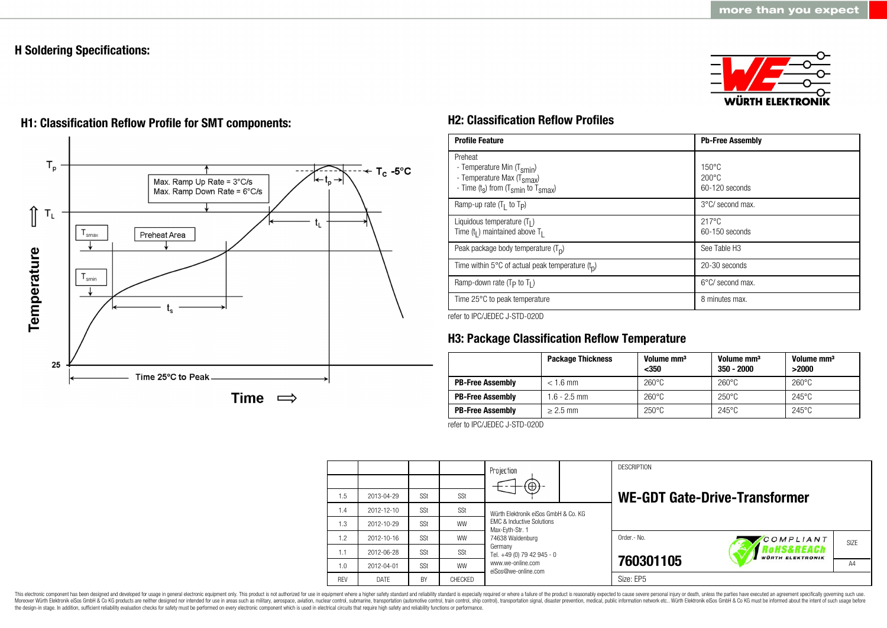# H Soldering Specifications:

## H1: Classification Reflow Profile for SMT components:

$T_p$

$T_C$ -5°C

Max. Ramp Up Rate = 3°C/s
Max. Ramp Down Rate = 6°C/s

$t_p$

$T_L$

$t_L$

$T_{smax}$

Preheat Area

$T_{smin}$

$t_s$

Temperature

25

Time 25°C to Peak

Time ⟹

## H2: Classification Reflow Profiles

| Profile Feature | Pb-Free Assembly |
|---|---|
| Preheat<br>- Temperature Min ($T_{smin}$)<br>- Temperature Max ($T_{smax}$)<br>- Time ($t_s$) from ($T_{smin}$ to $T_{smax}$) | <br>150°C<br>200°C<br>60-120 seconds |
| Ramp-up rate ($T_L$ to $T_P$) | 3°C/ second max. |
| Liquidous temperature ($T_L$)<br>Time ($t_L$) maintained above $T_L$ | 217°C<br>60-150 seconds |
| Peak package body temperature ($T_p$) | See Table H3 |
| Time within 5°C of actual peak temperature ($t_p$) | 20-30 seconds |
| Ramp-down rate ($T_P$ to $T_L$) | 6°C/ second max. |
| Time 25°C to peak temperature | 8 minutes max. |

refer to IPC/JEDEC J-STD-020D

## H3: Package Classification Reflow Temperature

| | Package Thickness | Volume mm³ <350 | Volume mm³ 350 - 2000 | Volume mm³ >2000 |
|---|---|---|---|---|
| **PB-Free Assembly** | < 1.6 mm | 260°C | 260°C | 260°C |
| **PB-Free Assembly** | 1.6 - 2.5 mm | 260°C | 250°C | 245°C |
| **PB-Free Assembly** | ≥ 2.5 mm | 250°C | 245°C | 245°C |

refer to IPC/JEDEC J-STD-020D

| REV | DATE | BY | CHECKED |
|---|---|---|---|
| 1.5 | 2013-04-29 | SSt | SSt |
| 1.4 | 2012-12-10 | SSt | SSt |
| 1.3 | 2012-10-29 | SSt | WW |
| 1.2 | 2012-10-16 | SSt | WW |
| 1.1 | 2012-06-28 | SSt | SSt |
| 1.0 | 2012-04-01 | SSt | WW |

Projection

Würth Elektronik eiSos GmbH & Co. KG
EMC & Inductive Solutions
Max-Eyth-Str. 1
74638 Waldenburg
Germany
Tel. +49 (0) 79 42 945 - 0
www.we-online.com
eiSos@we-online.com

DESCRIPTION

**WE-GDT Gate-Drive-Transformer**

Order.- No.

**760301105**

COMPLIANT RoHS&REACh WÜRTH ELEKTRONIK

SIZE A4

Size: EP5

This electronic component has been designed and developed for usage in general electronic equipment only. This product is not authorized for use in equipment where a higher safety standard and reliability standard is especially required or where a failure of the product is reasonably expected to cause severe personal injury or death, unless the parties have executed an agreement specifically governing such use. Moreover Würth Elektronik eiSos GmbH & Co KG products are neither designed nor intended for use in areas such as military, aerospace, aviation, nuclear control, submarine, transportation (automotive control, train control, ship control), transportation signal, disaster prevention, medical, public information network etc.. Würth Elektronik eiSos GmbH & Co KG must be informed about the intent of such usage before the design-in stage. In addition, sufficient reliability evaluation checks for safety must be performed on every electronic component which is used in electrical circuits that require high safety and reliability functions or performance.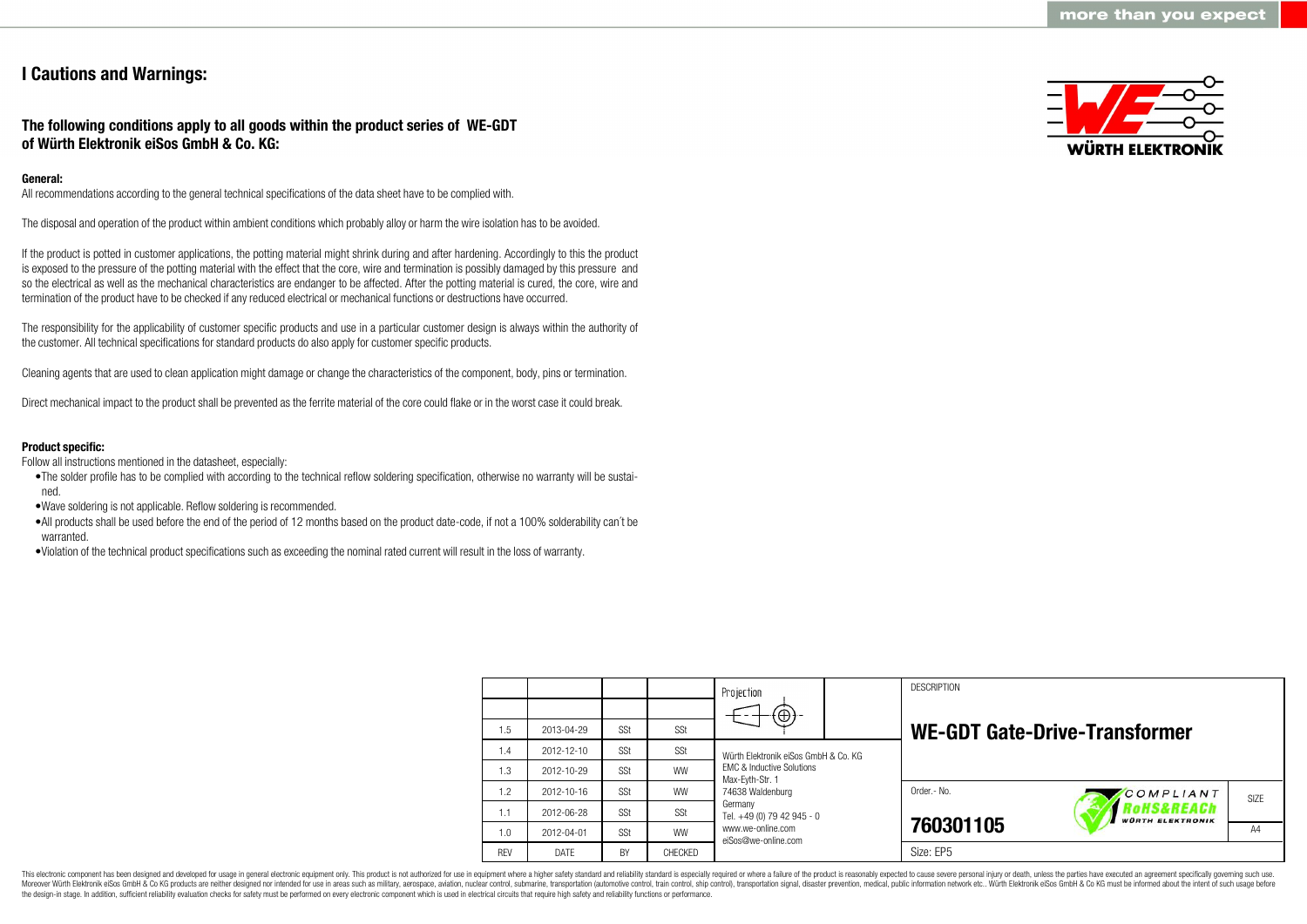# I Cautions and Warnings:

### The following conditions apply to all goods within the product series of WE-GDT of Würth Elektronik eiSos GmbH & Co. KG:

**General:**
All recommendations according to the general technical specifications of the data sheet have to be complied with.

The disposal and operation of the product within ambient conditions which probably alloy or harm the wire isolation has to be avoided.

If the product is potted in customer applications, the potting material might shrink during and after hardening. Accordingly to this the product is exposed to the pressure of the potting material with the effect that the core, wire and termination is possibly damaged by this pressure and so the electrical as well as the mechanical characteristics are endanger to be affected. After the potting material is cured, the core, wire and termination of the product have to be checked if any reduced electrical or mechanical functions or destructions have occurred.

The responsibility for the applicability of customer specific products and use in a particular customer design is always within the authority of the customer. All technical specifications for standard products do also apply for customer specific products.

Cleaning agents that are used to clean application might damage or change the characteristics of the component, body, pins or termination.

Direct mechanical impact to the product shall be prevented as the ferrite material of the core could flake or in the worst case it could break.

**Product specific:**
Follow all instructions mentioned in the datasheet, especially:

- The solder profile has to be complied with according to the technical reflow soldering specification, otherwise no warranty will be sustained.
- Wave soldering is not applicable. Reflow soldering is recommended.
- All products shall be used before the end of the period of 12 months based on the product date-code, if not a 100% solderability can´t be warranted.
- Violation of the technical product specifications such as exceeding the nominal rated current will result in the loss of warranty.

| REV | DATE | BY | CHECKED |
|---|---|---|---|
| | | | |
| 1.5 | 2013-04-29 | SSt | SSt |
| 1.4 | 2012-12-10 | SSt | SSt |
| 1.3 | 2012-10-29 | SSt | WW |
| 1.2 | 2012-10-16 | SSt | WW |
| 1.1 | 2012-06-28 | SSt | SSt |
| 1.0 | 2012-04-01 | SSt | WW |

Projection

Würth Elektronik eiSos GmbH & Co. KG
EMC & Inductive Solutions
Max-Eyth-Str. 1
74638 Waldenburg
Germany
Tel. +49 (0) 79 42 945 - 0
www.we-online.com
eiSos@we-online.com

DESCRIPTION

**WE-GDT Gate-Drive-Transformer**

Order.- No. **760301105**

COMPLIANT RoHS&REACh WÜRTH ELEKTRONIK

SIZE A4

Size: EP5

This electronic component has been designed and developed for usage in general electronic equipment only. This product is not authorized for use in equipment where a higher safety standard and reliability standard is especially required or where a failure of the product is reasonably expected to cause severe personal injury or death, unless the parties have executed an agreement specifically governing such use. Moreover Würth Elektronik eiSos GmbH & Co KG products are neither designed nor intended for use in areas such as military, aerospace, aviation, nuclear control, submarine, transportation (automotive control, train control, ship control), transportation signal, disaster prevention, medical, public information network etc.. Würth Elektronik eiSos GmbH & Co KG must be informed about the intent of such usage before the design-in stage. In addition, sufficient reliability evaluation checks for safety must be performed on every electronic component which is used in electrical circuits that require high safety and reliability functions or performance.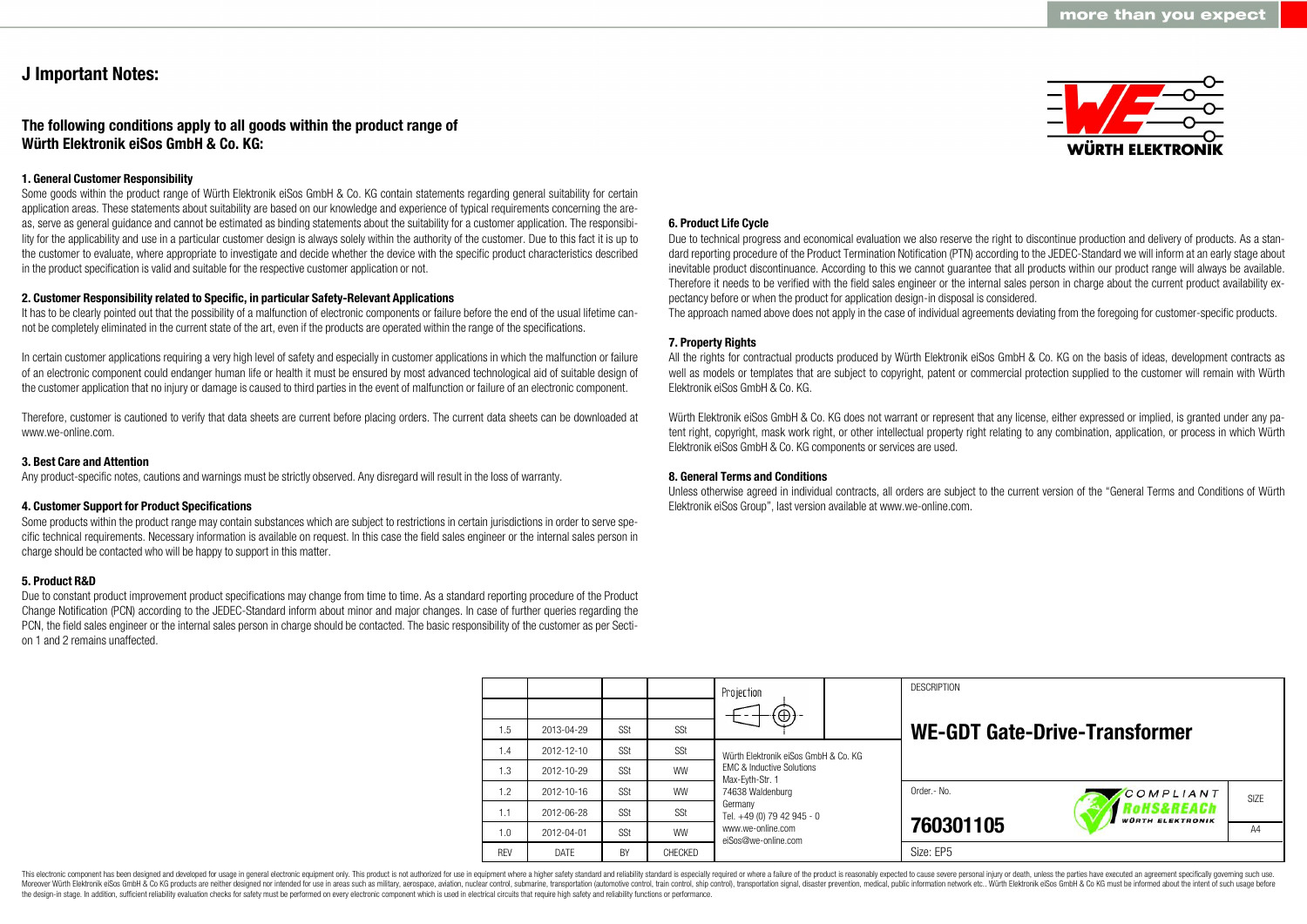## J Important Notes:

### The following conditions apply to all goods within the product range of Würth Elektronik eiSos GmbH & Co. KG:

**1. General Customer Responsibility**

Some goods within the product range of Würth Elektronik eiSos GmbH & Co. KG contain statements regarding general suitability for certain application areas. These statements about suitability are based on our knowledge and experience of typical requirements concerning the areas, serve as general guidance and cannot be estimated as binding statements about the suitability for a customer application. The responsibility for the applicability and use in a particular customer design is always solely within the authority of the customer. Due to this fact it is up to the customer to evaluate, where appropriate to investigate and decide whether the device with the specific product characteristics described in the product specification is valid and suitable for the respective customer application or not.

**2. Customer Responsibility related to Specific, in particular Safety-Relevant Applications**

It has to be clearly pointed out that the possibility of a malfunction of electronic components or failure before the end of the usual lifetime cannot be completely eliminated in the current state of the art, even if the products are operated within the range of the specifications.

In certain customer applications requiring a very high level of safety and especially in customer applications in which the malfunction or failure of an electronic component could endanger human life or health it must be ensured by most advanced technological aid of suitable design of the customer application that no injury or damage is caused to third parties in the event of malfunction or failure of an electronic component.

Therefore, customer is cautioned to verify that data sheets are current before placing orders. The current data sheets can be downloaded at www.we-online.com.

**3. Best Care and Attention**

Any product-specific notes, cautions and warnings must be strictly observed. Any disregard will result in the loss of warranty.

**4. Customer Support for Product Specifications**

Some products within the product range may contain substances which are subject to restrictions in certain jurisdictions in order to serve specific technical requirements. Necessary information is available on request. In this case the field sales engineer or the internal sales person in charge should be contacted who will be happy to support in this matter.

**5. Product R&D**

Due to constant product improvement product specifications may change from time to time. As a standard reporting procedure of the Product Change Notification (PCN) according to the JEDEC-Standard inform about minor and major changes. In case of further queries regarding the PCN, the field sales engineer or the internal sales person in charge should be contacted. The basic responsibility of the customer as per Section 1 and 2 remains unaffected.

**6. Product Life Cycle**

Due to technical progress and economical evaluation we also reserve the right to discontinue production and delivery of products. As a standard reporting procedure of the Product Termination Notification (PTN) according to the JEDEC-Standard we will inform at an early stage about inevitable product discontinuance. According to this we cannot guarantee that all products within our product range will always be available. Therefore it needs to be verified with the field sales engineer or the internal sales person in charge about the current product availability expectancy before or when the product for application design-in disposal is considered.

The approach named above does not apply in the case of individual agreements deviating from the foregoing for customer-specific products.

**7. Property Rights**

All the rights for contractual products produced by Würth Elektronik eiSos GmbH & Co. KG on the basis of ideas, development contracts as well as models or templates that are subject to copyright, patent or commercial protection supplied to the customer will remain with Würth Elektronik eiSos GmbH & Co. KG.

Würth Elektronik eiSos GmbH & Co. KG does not warrant or represent that any license, either expressed or implied, is granted under any patent right, copyright, mask work right, or other intellectual property right relating to any combination, application, or process in which Würth Elektronik eiSos GmbH & Co. KG components or services are used.

**8. General Terms and Conditions**

Unless otherwise agreed in individual contracts, all orders are subject to the current version of the "General Terms and Conditions of Würth Elektronik eiSos Group", last version available at www.we-online.com.

| | | | | | |
|---|---|---|---|---|---|
| | | | | Projection | DESCRIPTION |
| 1.5 | 2013-04-29 | SSt | SSt | | **WE-GDT Gate-Drive-Transformer** |
| 1.4 | 2012-12-10 | SSt | SSt | Würth Elektronik eiSos GmbH & Co. KG<br>EMC & Inductive Solutions<br>Max-Eyth-Str. 1<br>74638 Waldenburg<br>Germany<br>Tel. +49 (0) 79 42 945 - 0<br>www.we-online.com<br>eiSos@we-online.com | |
| 1.3 | 2012-10-29 | SSt | WW | | |
| 1.2 | 2012-10-16 | SSt | WW | | Order.- No. — COMPLIANT RoHS&REACh WÜRTH ELEKTRONIK — SIZE |
| 1.1 | 2012-06-28 | SSt | SSt | | **760301105** — A4 |
| 1.0 | 2012-04-01 | SSt | WW | | |
| REV | DATE | BY | CHECKED | | Size: EP5 |

This electronic component has been designed and developed for usage in general electronic equipment only. This product is not authorized for use in equipment where a higher safety standard and reliability standard is especially required or where a failure of the product is reasonably expected to cause severe personal injury or death, unless the parties have executed an agreement specifically governing such use. Moreover Würth Elektronik eiSos GmbH & Co KG products are neither designed nor intended for use in areas such as military, aerospace, aviation, nuclear control, submarine, transportation (automotive control, train control, ship control), transportation signal, disaster prevention, medical, public information network etc.. Würth Elektronik eiSos GmbH & Co KG must be informed about the intent of such usage before the design-in stage. In addition, sufficient reliability evaluation checks for safety must be performed on every electronic component which is used in electrical circuits that require high safety and reliability functions or performance.